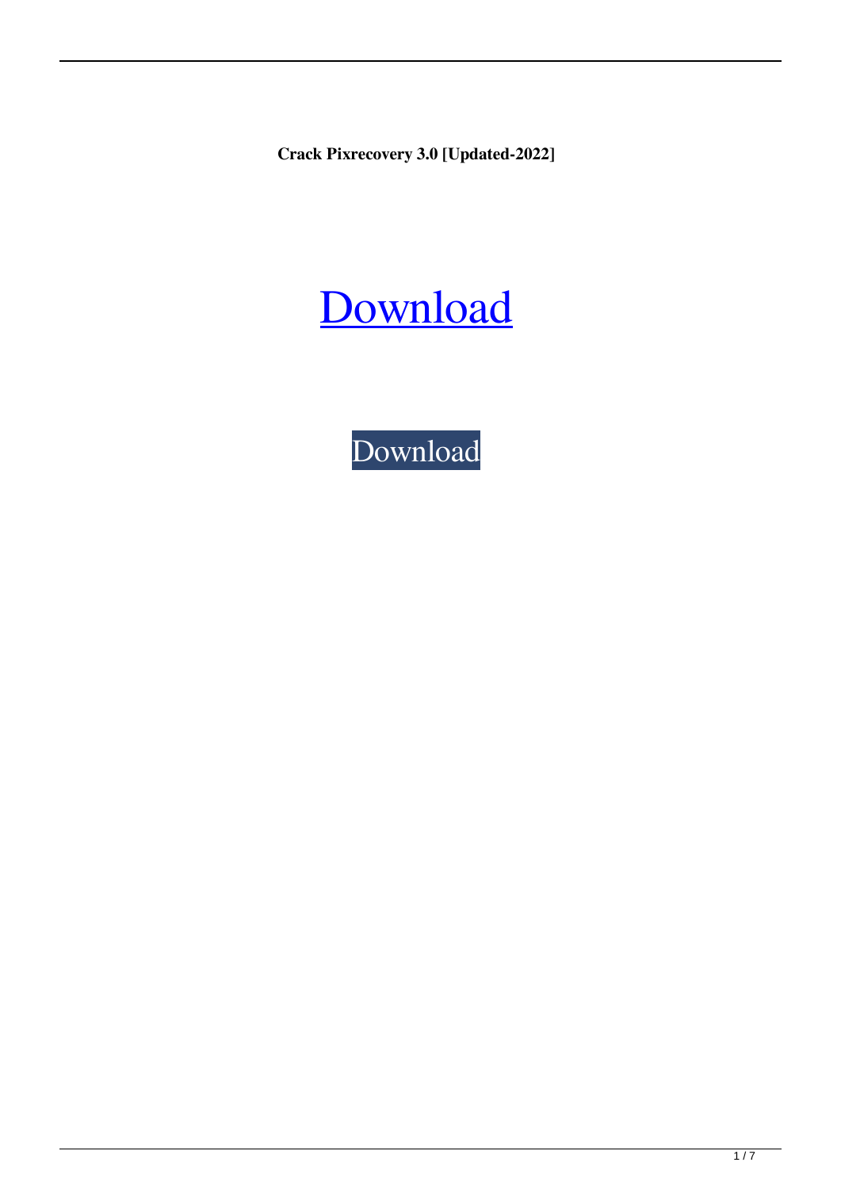**Crack Pixrecovery 3.0 [Updated-2022]**

Download

Download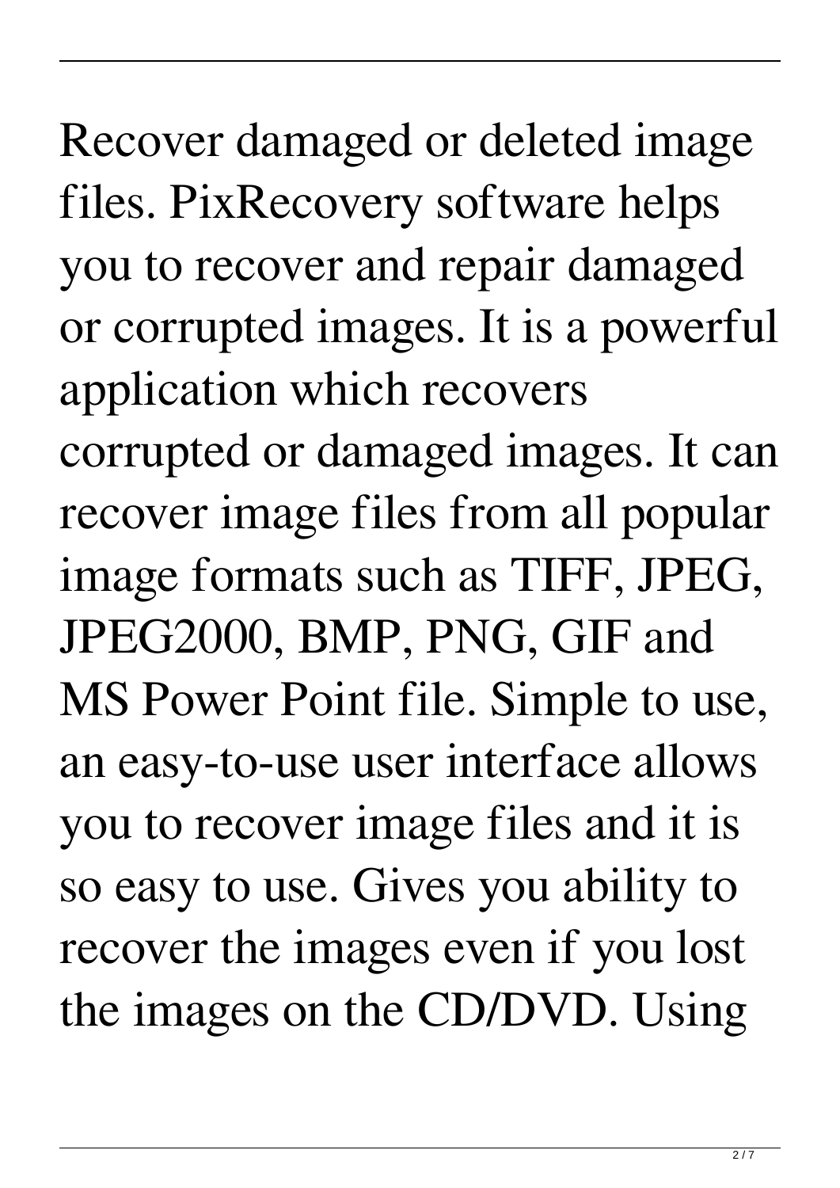Recover damaged or deleted image files. PixRecovery software helps you to recover and repair damaged or corrupted images. It is a powerful application which recovers corrupted or damaged images. It can recover image files from all popular image formats such as TIFF, JPEG, JPEG2000, BMP, PNG, GIF and MS Power Point file. Simple to use, an easy-to-use user interface allows you to recover image files and it is so easy to use. Gives you ability to recover the images even if you lost the images on the CD/DVD. Using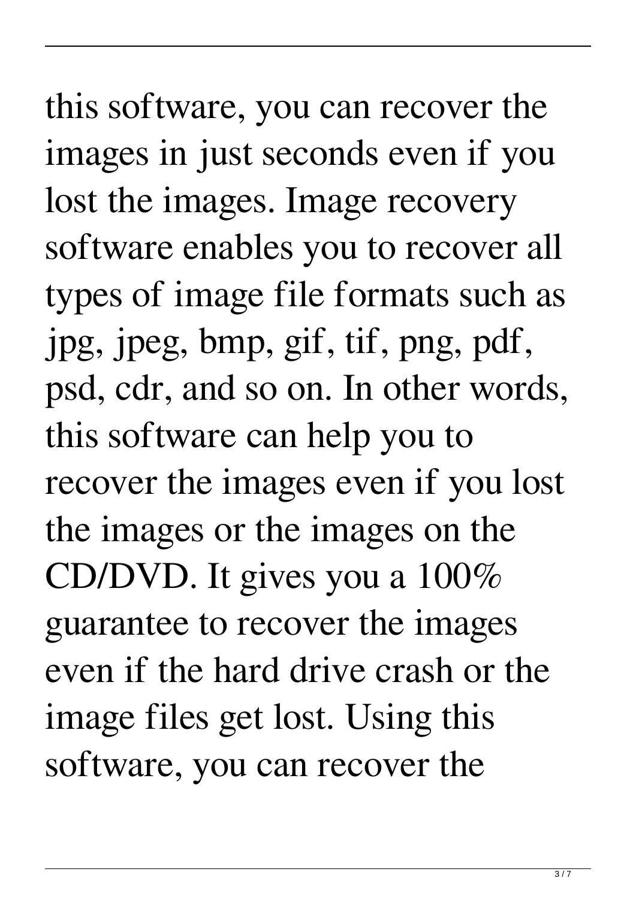this software, you can recover the images in just seconds even if you lost the images. Image recovery software enables you to recover all types of image file formats such as jpg, jpeg, bmp, gif, tif, png, pdf, psd, cdr, and so on. In other words, this software can help you to recover the images even if you lost the images or the images on the CD/DVD. It gives you a 100% guarantee to recover the images even if the hard drive crash or the image files get lost. Using this software, you can recover the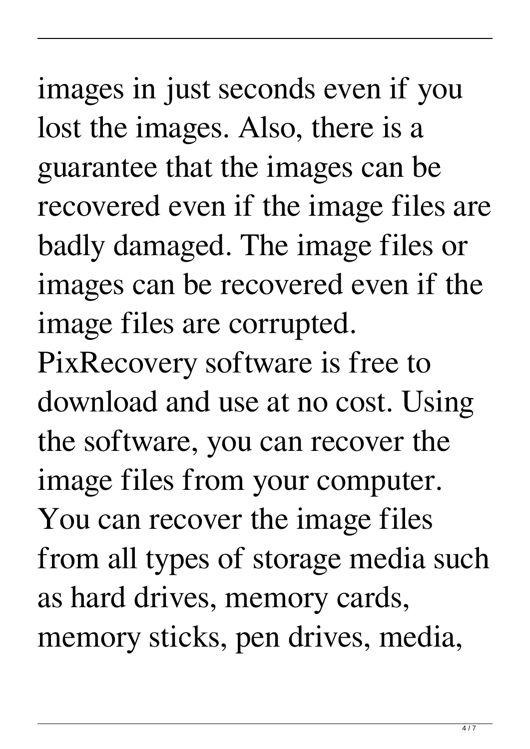images in just seconds even if you lost the images. Also, there is a guarantee that the images can be recovered even if the image files are badly damaged. The image files or images can be recovered even if the image files are corrupted.

PixRecovery software is free to download and use at no cost. Using the software, you can recover the image files from your computer. You can recover the image files from all types of storage media such as hard drives, memory cards, memory sticks, pen drives, media,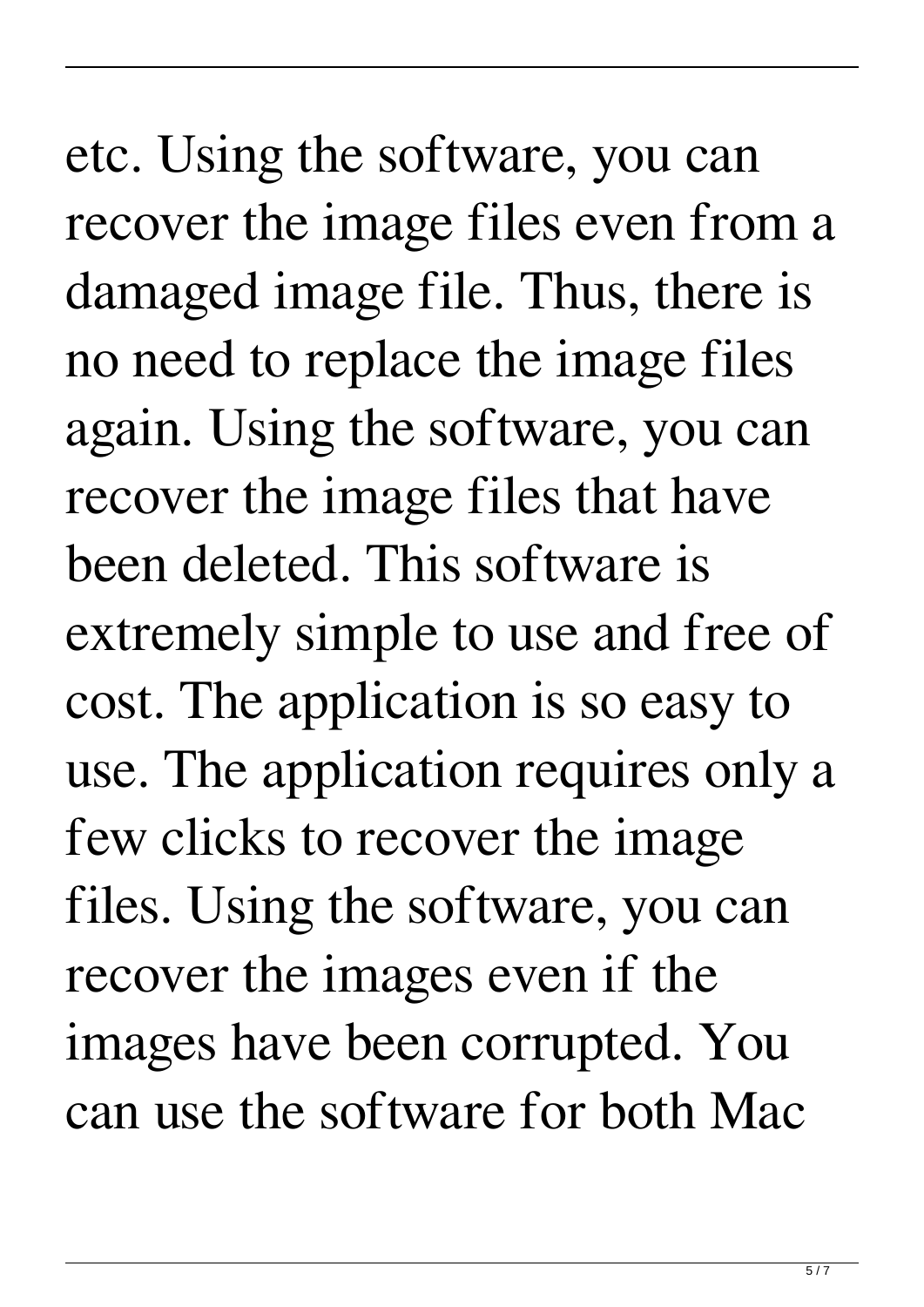etc. Using the software, you can recover the image files even from a damaged image file. Thus, there is no need to replace the image files again. Using the software, you can recover the image files that have been deleted. This software is extremely simple to use and free of cost. The application is so easy to use. The application requires only a few clicks to recover the image files. Using the software, you can recover the images even if the images have been corrupted. You can use the software for both Mac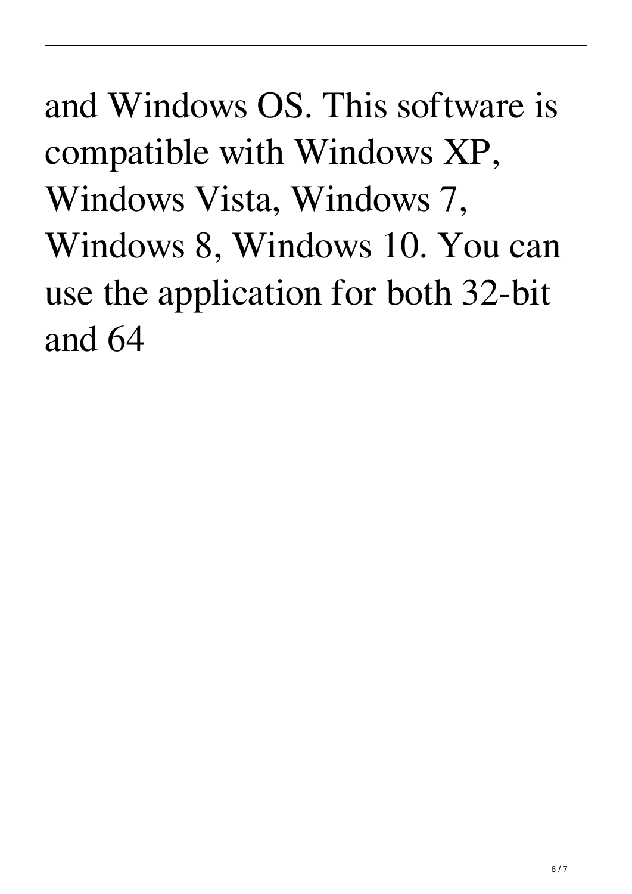and Windows OS. This software is compatible with Windows XP, Windows Vista, Windows 7, Windows 8, Windows 10. You can use the application for both 32-bit and 64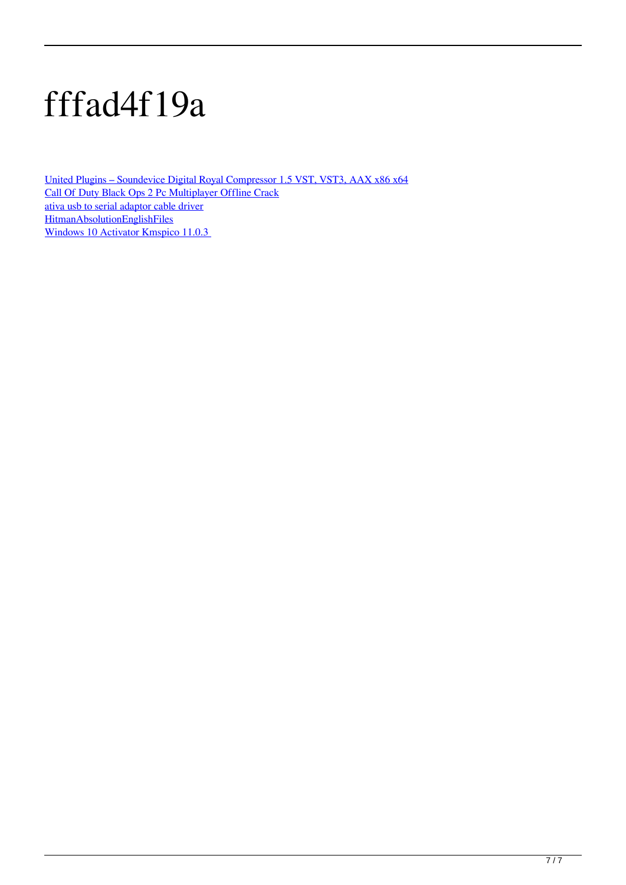# fffad4f19a

United Plugins – Soundevice Digital Royal Compressor 1.5 VST, VST3, AAX x86 x64
Call Of Duty Black Ops 2 Pc Multiplayer Offline Crack
ativa usb to serial adaptor cable driver
HitmanAbsolutionEnglishFiles
Windows 10 Activator Kmspico 11.0.3